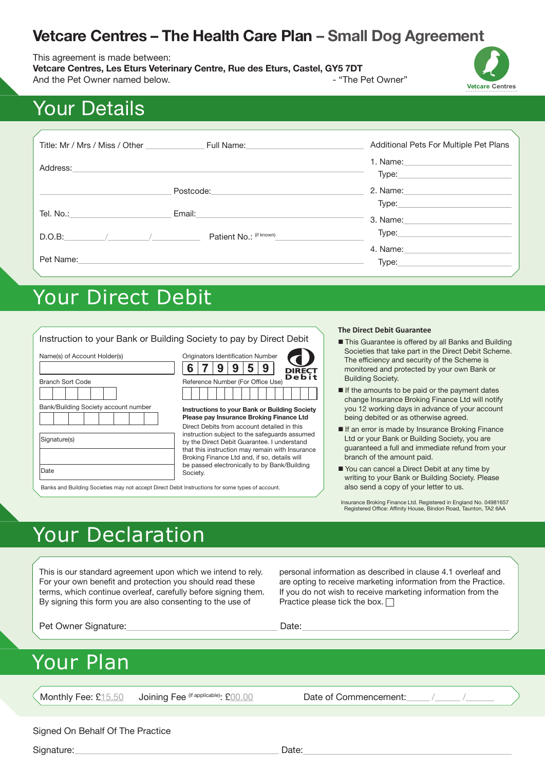# Vetcare Centres – The Health Care Plan – Small Dog Agreement

This agreement is made between:
**Vetcare Centres, Les Eturs Veterinary Centre, Rue des Eturs, Castel, GY5 7DT**
And the Pet Owner named below. - "The Pet Owner"

Vetcare Centres

## Your Details

Title: Mr / Mrs / Miss / Other ____________ Full Name: ____________________

Address: ____________________

____________ Postcode: ____________

Tel. No.: ____________ Email: ____________

D.O.B: ____/____/____ Patient No.: (if known) ____________

Pet Name: ____________________

Additional Pets For Multiple Pet Plans

1. Name: ____________
   Type: ____________
2. Name: ____________
   Type: ____________
3. Name: ____________
   Type: ____________
4. Name: ____________
   Type: ____________

## Your Direct Debit

Instruction to your Bank or Building Society to pay by Direct Debit

Name(s) of Account Holder(s)

Branch Sort Code

Bank/Building Society account number

Signature(s)

Date

Originators Identification Number

| 6 | 7 | 9 | 9 | 5 | 9 |
|---|---|---|---|---|---|

DIRECT Debit

Reference Number (For Office Use)

**Instructions to your Bank or Building Society**
**Please pay Insurance Broking Finance Ltd**

Direct Debits from account detailed in this instruction subject to the safeguards assumed by the Direct Debit Guarantee. I understand that this instruction may remain with Insurance Broking Finance Ltd and, if so, details will be passed electronically to by Bank/Building Society.

Banks and Building Societies may not accept Direct Debit Instructions for some types of account.

**The Direct Debit Guarantee**

- This Guarantee is offered by all Banks and Building Societies that take part in the Direct Debit Scheme. The efficiency and security of the Scheme is monitored and protected by your own Bank or Building Society.
- If the amounts to be paid or the payment dates change Insurance Broking Finance Ltd will notify you 12 working days in advance of your account being debited or as otherwise agreed.
- If an error is made by Insurance Broking Finance Ltd or your Bank or Building Society, you are guaranteed a full and immediate refund from your branch of the amount paid.
- You can cancel a Direct Debit at any time by writing to your Bank or Building Society. Please also send a copy of your letter to us.

Insurance Broking Finance Ltd. Registered in England No. 04981657
Registered Office: Affinity House, Bindon Road, Taunton, TA2 6AA

## Your Declaration

This is our standard agreement upon which we intend to rely. For your own benefit and protection you should read these terms, which continue overleaf, carefully before signing them. By signing this form you are also consenting to the use of personal information as described in clause 4.1 overleaf and are opting to receive marketing information from the Practice. If you do not wish to receive marketing information from the Practice please tick the box. ☐

Pet Owner Signature: ____________ Date: ____________

## Your Plan

Monthly Fee: £15.50 Joining Fee (if applicable): £00.00 Date of Commencement: ____/____/____

Signed On Behalf Of The Practice

Signature: ____________ Date: ____________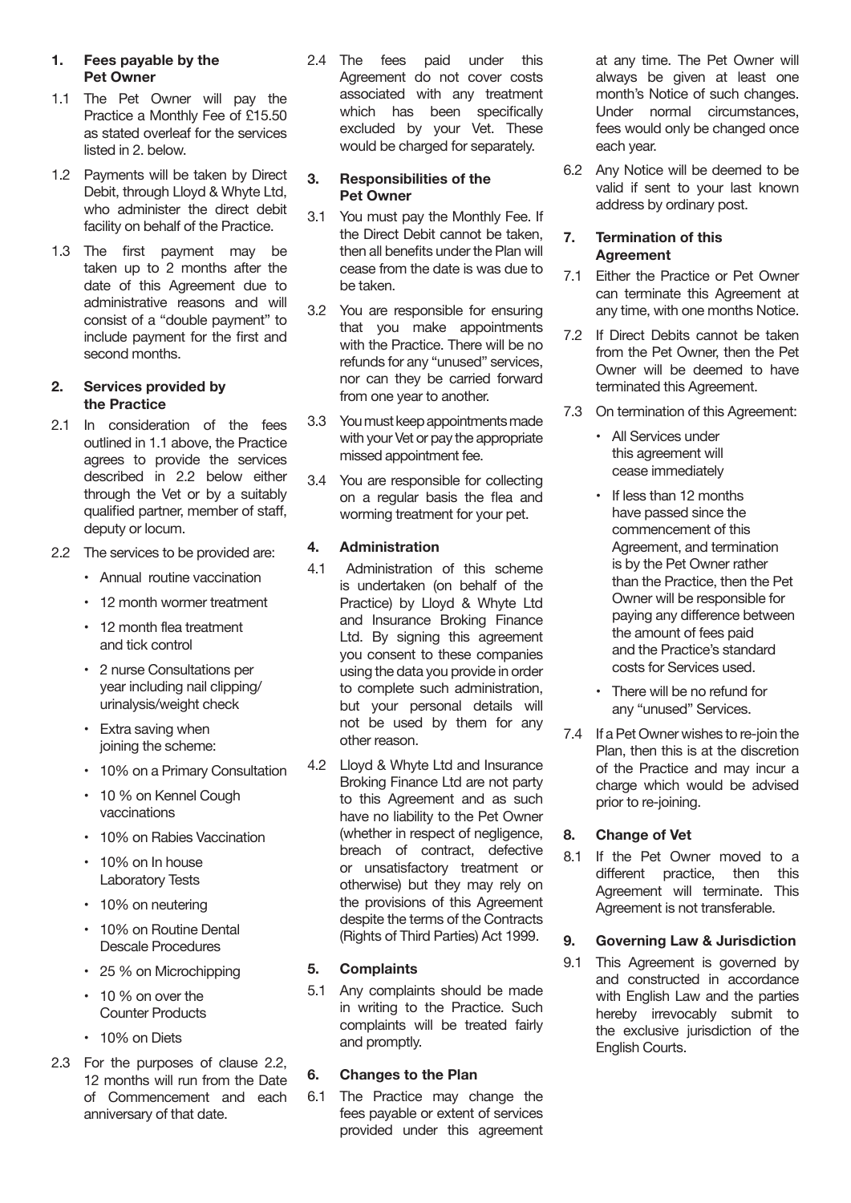## 1. Fees payable by the Pet Owner

1.1 The Pet Owner will pay the Practice a Monthly Fee of £15.50 as stated overleaf for the services listed in 2. below.

1.2 Payments will be taken by Direct Debit, through Lloyd & Whyte Ltd, who administer the direct debit facility on behalf of the Practice.

1.3 The first payment may be taken up to 2 months after the date of this Agreement due to administrative reasons and will consist of a "double payment" to include payment for the first and second months.

## 2. Services provided by the Practice

2.1 In consideration of the fees outlined in 1.1 above, the Practice agrees to provide the services described in 2.2 below either through the Vet or by a suitably qualified partner, member of staff, deputy or locum.

2.2 The services to be provided are:

- Annual routine vaccination
- 12 month wormer treatment
- 12 month flea treatment and tick control
- 2 nurse Consultations per year including nail clipping/ urinalysis/weight check
- Extra saving when joining the scheme:
- 10% on a Primary Consultation
- 10 % on Kennel Cough vaccinations
- 10% on Rabies Vaccination
- 10% on In house Laboratory Tests
- 10% on neutering
- 10% on Routine Dental Descale Procedures
- 25 % on Microchipping
- 10 % on over the Counter Products
- 10% on Diets

2.3 For the purposes of clause 2.2, 12 months will run from the Date of Commencement and each anniversary of that date.

2.4 The fees paid under this Agreement do not cover costs associated with any treatment which has been specifically excluded by your Vet. These would be charged for separately.

## 3. Responsibilities of the Pet Owner

3.1 You must pay the Monthly Fee. If the Direct Debit cannot be taken, then all benefits under the Plan will cease from the date is was due to be taken.

3.2 You are responsible for ensuring that you make appointments with the Practice. There will be no refunds for any "unused" services, nor can they be carried forward from one year to another.

3.3 You must keep appointments made with your Vet or pay the appropriate missed appointment fee.

3.4 You are responsible for collecting on a regular basis the flea and worming treatment for your pet.

## 4. Administration

4.1 Administration of this scheme is undertaken (on behalf of the Practice) by Lloyd & Whyte Ltd and Insurance Broking Finance Ltd. By signing this agreement you consent to these companies using the data you provide in order to complete such administration, but your personal details will not be used by them for any other reason.

4.2 Lloyd & Whyte Ltd and Insurance Broking Finance Ltd are not party to this Agreement and as such have no liability to the Pet Owner (whether in respect of negligence, breach of contract, defective or unsatisfactory treatment or otherwise) but they may rely on the provisions of this Agreement despite the terms of the Contracts (Rights of Third Parties) Act 1999.

## 5. Complaints

5.1 Any complaints should be made in writing to the Practice. Such complaints will be treated fairly and promptly.

## 6. Changes to the Plan

6.1 The Practice may change the fees payable or extent of services provided under this agreement at any time. The Pet Owner will always be given at least one month's Notice of such changes. Under normal circumstances, fees would only be changed once each year.

6.2 Any Notice will be deemed to be valid if sent to your last known address by ordinary post.

## 7. Termination of this Agreement

7.1 Either the Practice or Pet Owner can terminate this Agreement at any time, with one months Notice.

7.2 If Direct Debits cannot be taken from the Pet Owner, then the Pet Owner will be deemed to have terminated this Agreement.

7.3 On termination of this Agreement:

- All Services under this agreement will cease immediately
- If less than 12 months have passed since the commencement of this Agreement, and termination is by the Pet Owner rather than the Practice, then the Pet Owner will be responsible for paying any difference between the amount of fees paid and the Practice's standard costs for Services used.
- There will be no refund for any "unused" Services.

7.4 If a Pet Owner wishes to re-join the Plan, then this is at the discretion of the Practice and may incur a charge which would be advised prior to re-joining.

## 8. Change of Vet

8.1 If the Pet Owner moved to a different practice, then this Agreement will terminate. This Agreement is not transferable.

## 9. Governing Law & Jurisdiction

9.1 This Agreement is governed by and constructed in accordance with English Law and the parties hereby irrevocably submit to the exclusive jurisdiction of the English Courts.